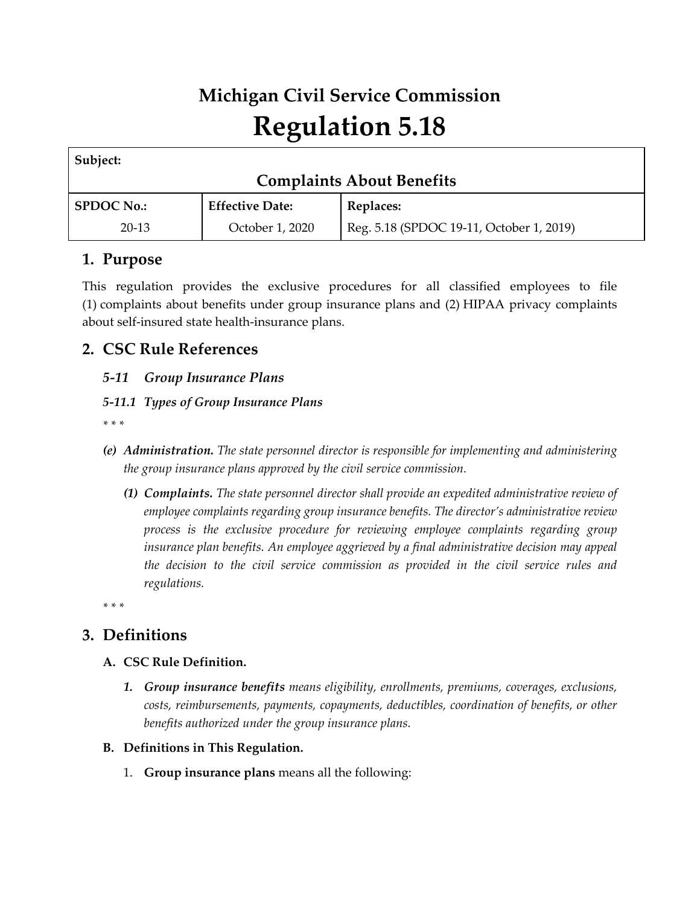# Michigan Civil Service Commission
# Regulation 5.18

| Subject: | | |
|---|---|---|
| **Complaints About Benefits** | | |
| **SPDOC No.:** | **Effective Date:** | **Replaces:** |
| 20-13 | October 1, 2020 | Reg. 5.18 (SPDOC 19-11, October 1, 2019) |

## 1. Purpose

This regulation provides the exclusive procedures for all classified employees to file (1) complaints about benefits under group insurance plans and (2) HIPAA privacy complaints about self-insured state health-insurance plans.

## 2. CSC Rule References

### *5-11 Group Insurance Plans*

#### *5-11.1 Types of Group Insurance Plans*

\* \* \*

- ***(e) Administration.*** *The state personnel director is responsible for implementing and administering the group insurance plans approved by the civil service commission.*
  - ***(1) Complaints.*** *The state personnel director shall provide an expedited administrative review of employee complaints regarding group insurance benefits. The director's administrative review process is the exclusive procedure for reviewing employee complaints regarding group insurance plan benefits. An employee aggrieved by a final administrative decision may appeal the decision to the civil service commission as provided in the civil service rules and regulations.*

\* \* \*

## 3. Definitions

### A. CSC Rule Definition.

1. ***Group insurance benefits*** *means eligibility, enrollments, premiums, coverages, exclusions, costs, reimbursements, payments, copayments, deductibles, coordination of benefits, or other benefits authorized under the group insurance plans.*

### B. Definitions in This Regulation.

1. **Group insurance plans** means all the following: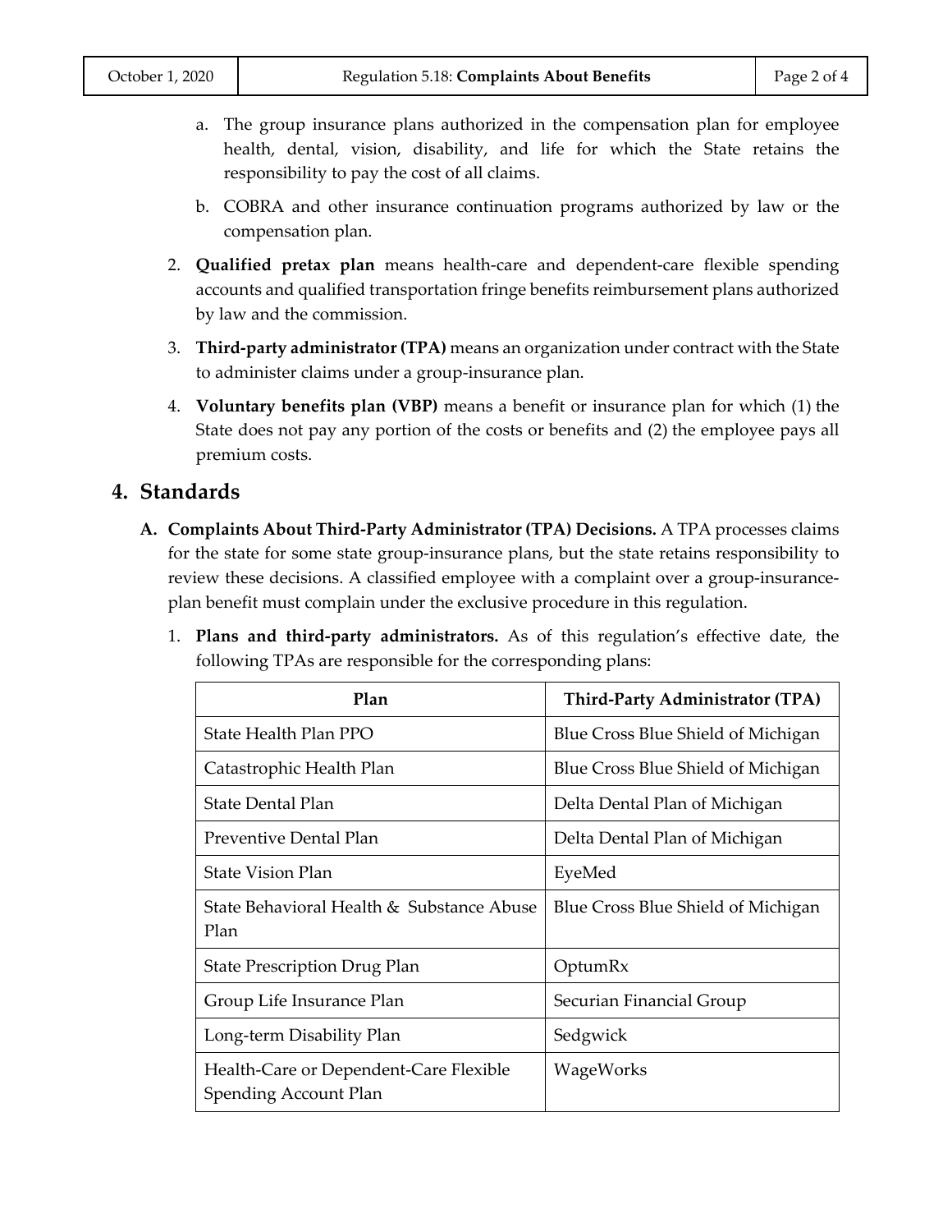a. The group insurance plans authorized in the compensation plan for employee health, dental, vision, disability, and life for which the State retains the responsibility to pay the cost of all claims.

b. COBRA and other insurance continuation programs authorized by law or the compensation plan.

2. **Qualified pretax plan** means health-care and dependent-care flexible spending accounts and qualified transportation fringe benefits reimbursement plans authorized by law and the commission.

3. **Third-party administrator (TPA)** means an organization under contract with the State to administer claims under a group-insurance plan.

4. **Voluntary benefits plan (VBP)** means a benefit or insurance plan for which (1) the State does not pay any portion of the costs or benefits and (2) the employee pays all premium costs.

## 4. Standards

**A. Complaints About Third-Party Administrator (TPA) Decisions.** A TPA processes claims for the state for some state group-insurance plans, but the state retains responsibility to review these decisions. A classified employee with a complaint over a group-insurance-plan benefit must complain under the exclusive procedure in this regulation.

1. **Plans and third-party administrators.** As of this regulation's effective date, the following TPAs are responsible for the corresponding plans:

| Plan | Third-Party Administrator (TPA) |
| --- | --- |
| State Health Plan PPO | Blue Cross Blue Shield of Michigan |
| Catastrophic Health Plan | Blue Cross Blue Shield of Michigan |
| State Dental Plan | Delta Dental Plan of Michigan |
| Preventive Dental Plan | Delta Dental Plan of Michigan |
| State Vision Plan | EyeMed |
| State Behavioral Health & Substance Abuse Plan | Blue Cross Blue Shield of Michigan |
| State Prescription Drug Plan | OptumRx |
| Group Life Insurance Plan | Securian Financial Group |
| Long-term Disability Plan | Sedgwick |
| Health-Care or Dependent-Care Flexible Spending Account Plan | WageWorks |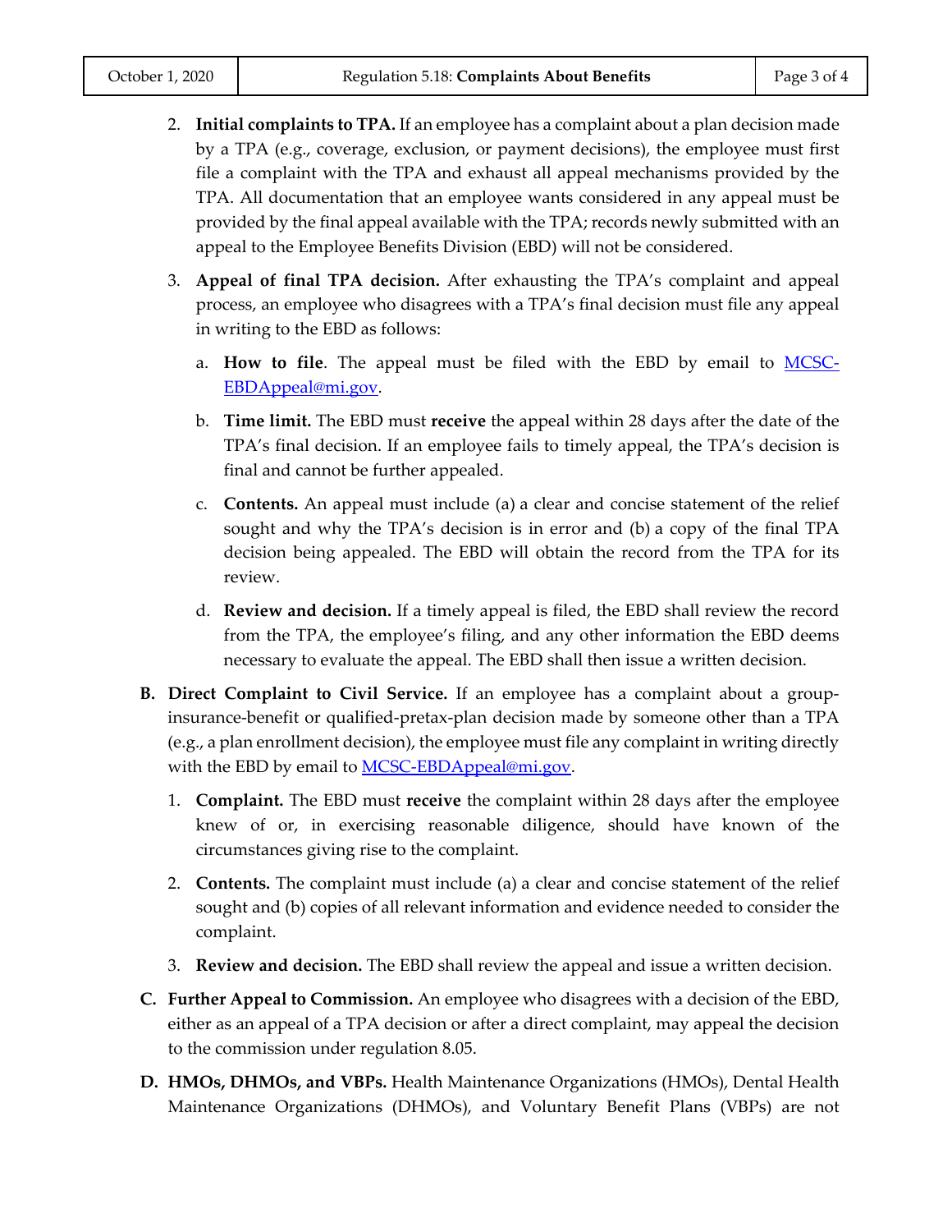2. **Initial complaints to TPA.** If an employee has a complaint about a plan decision made by a TPA (e.g., coverage, exclusion, or payment decisions), the employee must first file a complaint with the TPA and exhaust all appeal mechanisms provided by the TPA. All documentation that an employee wants considered in any appeal must be provided by the final appeal available with the TPA; records newly submitted with an appeal to the Employee Benefits Division (EBD) will not be considered.

3. **Appeal of final TPA decision.** After exhausting the TPA's complaint and appeal process, an employee who disagrees with a TPA's final decision must file any appeal in writing to the EBD as follows:

   a. **How to file**. The appeal must be filed with the EBD by email to [MCSC-EBDAppeal@mi.gov](mailto:MCSC-EBDAppeal@mi.gov).

   b. **Time limit.** The EBD must **receive** the appeal within 28 days after the date of the TPA's final decision. If an employee fails to timely appeal, the TPA's decision is final and cannot be further appealed.

   c. **Contents.** An appeal must include (a) a clear and concise statement of the relief sought and why the TPA's decision is in error and (b) a copy of the final TPA decision being appealed. The EBD will obtain the record from the TPA for its review.

   d. **Review and decision.** If a timely appeal is filed, the EBD shall review the record from the TPA, the employee's filing, and any other information the EBD deems necessary to evaluate the appeal. The EBD shall then issue a written decision.

**B. Direct Complaint to Civil Service.** If an employee has a complaint about a group-insurance-benefit or qualified-pretax-plan decision made by someone other than a TPA (e.g., a plan enrollment decision), the employee must file any complaint in writing directly with the EBD by email to [MCSC-EBDAppeal@mi.gov](mailto:MCSC-EBDAppeal@mi.gov).

1. **Complaint.** The EBD must **receive** the complaint within 28 days after the employee knew of or, in exercising reasonable diligence, should have known of the circumstances giving rise to the complaint.

2. **Contents.** The complaint must include (a) a clear and concise statement of the relief sought and (b) copies of all relevant information and evidence needed to consider the complaint.

3. **Review and decision.** The EBD shall review the appeal and issue a written decision.

**C. Further Appeal to Commission.** An employee who disagrees with a decision of the EBD, either as an appeal of a TPA decision or after a direct complaint, may appeal the decision to the commission under regulation 8.05.

**D. HMOs, DHMOs, and VBPs.** Health Maintenance Organizations (HMOs), Dental Health Maintenance Organizations (DHMOs), and Voluntary Benefit Plans (VBPs) are not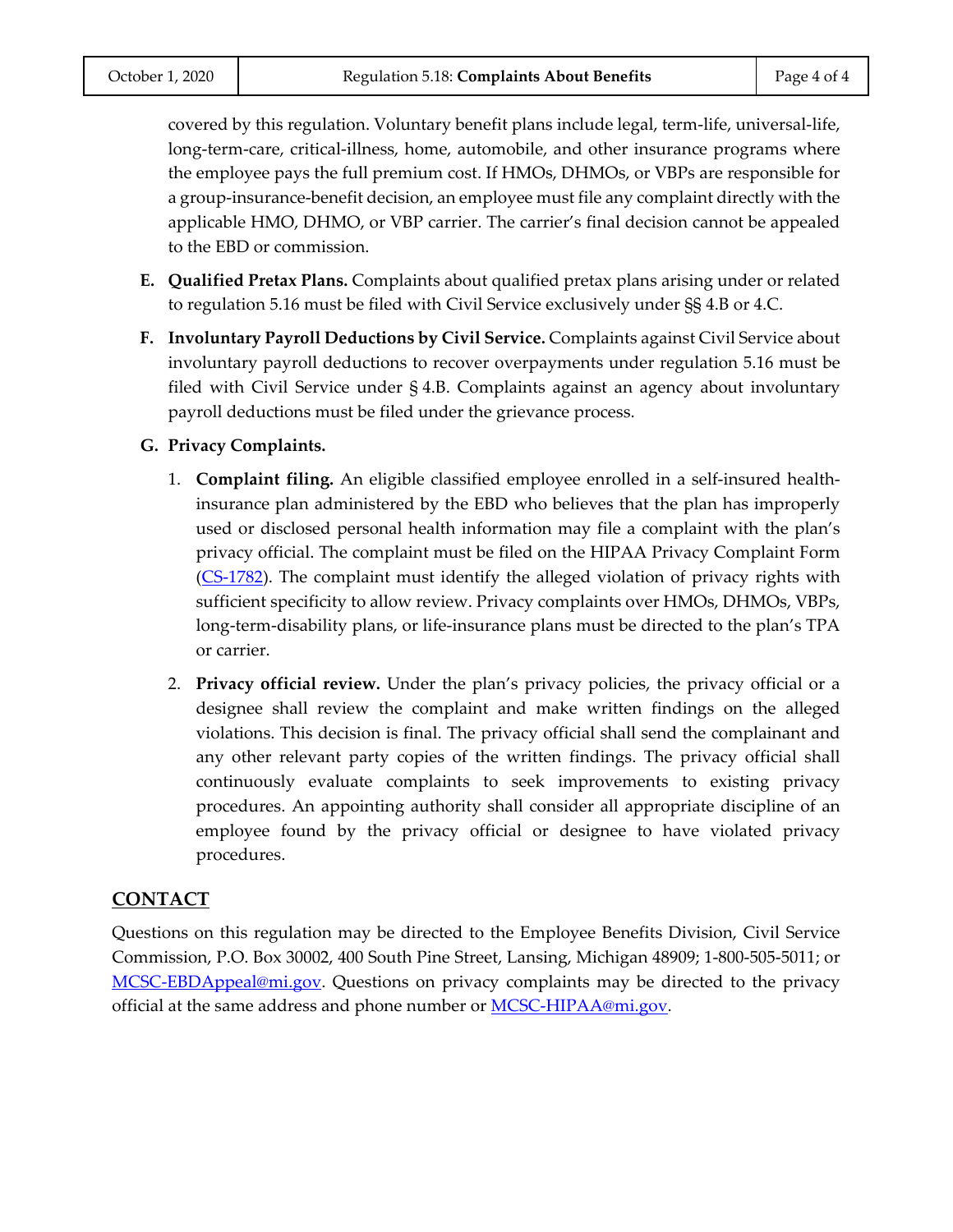covered by this regulation. Voluntary benefit plans include legal, term-life, universal-life, long-term-care, critical-illness, home, automobile, and other insurance programs where the employee pays the full premium cost. If HMOs, DHMOs, or VBPs are responsible for a group-insurance-benefit decision, an employee must file any complaint directly with the applicable HMO, DHMO, or VBP carrier. The carrier's final decision cannot be appealed to the EBD or commission.

**E. Qualified Pretax Plans.** Complaints about qualified pretax plans arising under or related to regulation 5.16 must be filed with Civil Service exclusively under §§ 4.B or 4.C.

**F. Involuntary Payroll Deductions by Civil Service.** Complaints against Civil Service about involuntary payroll deductions to recover overpayments under regulation 5.16 must be filed with Civil Service under § 4.B. Complaints against an agency about involuntary payroll deductions must be filed under the grievance process.

**G. Privacy Complaints.**

1. **Complaint filing.** An eligible classified employee enrolled in a self-insured health-insurance plan administered by the EBD who believes that the plan has improperly used or disclosed personal health information may file a complaint with the plan's privacy official. The complaint must be filed on the HIPAA Privacy Complaint Form (CS-1782). The complaint must identify the alleged violation of privacy rights with sufficient specificity to allow review. Privacy complaints over HMOs, DHMOs, VBPs, long-term-disability plans, or life-insurance plans must be directed to the plan's TPA or carrier.

2. **Privacy official review.** Under the plan's privacy policies, the privacy official or a designee shall review the complaint and make written findings on the alleged violations. This decision is final. The privacy official shall send the complainant and any other relevant party copies of the written findings. The privacy official shall continuously evaluate complaints to seek improvements to existing privacy procedures. An appointing authority shall consider all appropriate discipline of an employee found by the privacy official or designee to have violated privacy procedures.

## CONTACT

Questions on this regulation may be directed to the Employee Benefits Division, Civil Service Commission, P.O. Box 30002, 400 South Pine Street, Lansing, Michigan 48909; 1-800-505-5011; or MCSC-EBDAppeal@mi.gov. Questions on privacy complaints may be directed to the privacy official at the same address and phone number or MCSC-HIPAA@mi.gov.